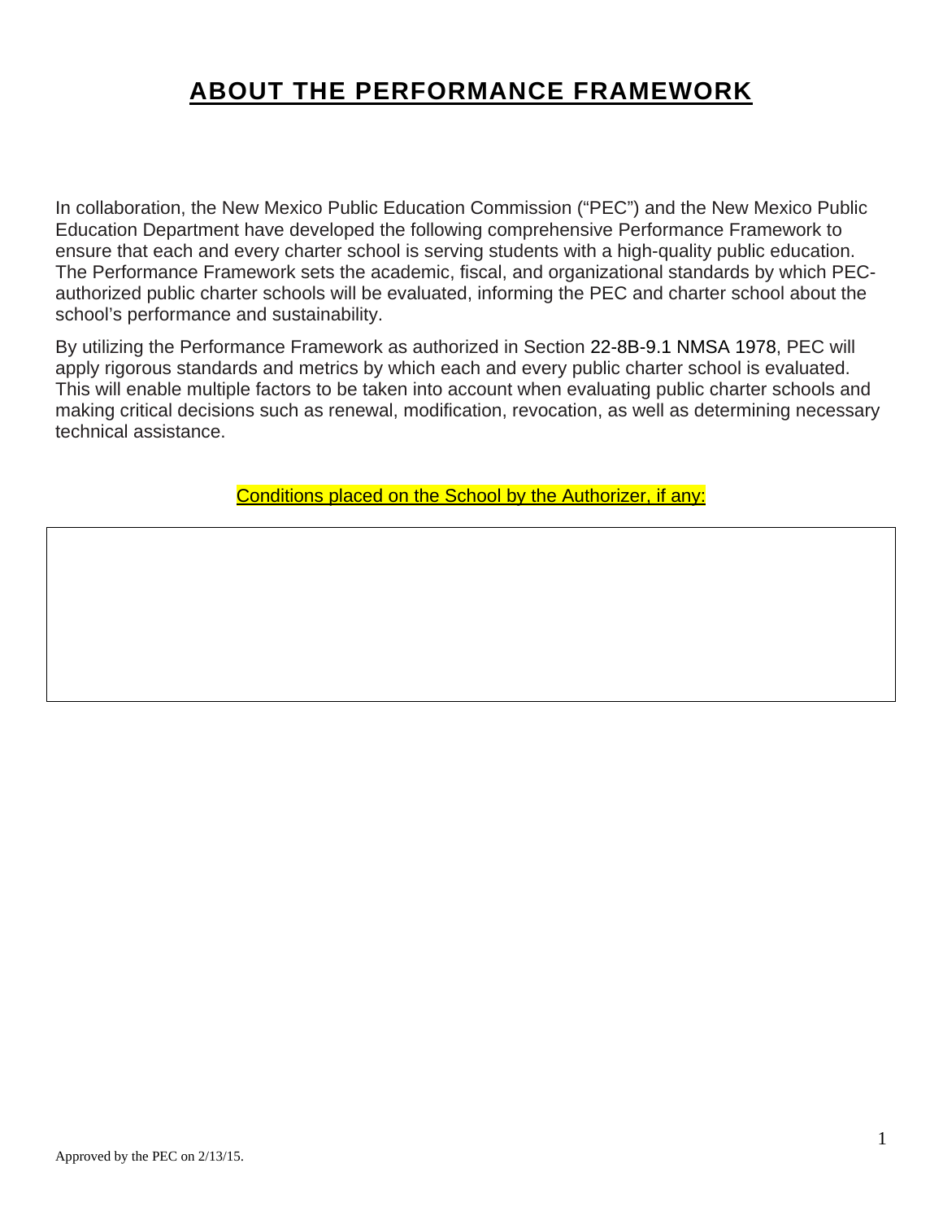# ABOUT THE PERFORMANCE FRAMEWORK

In collaboration, the New Mexico Public Education Commission ("PEC") and the New Mexico Public Education Department have developed the following comprehensive Performance Framework to ensure that each and every charter school is serving students with a high-quality public education. The Performance Framework sets the academic, fiscal, and organizational standards by which PEC-authorized public charter schools will be evaluated, informing the PEC and charter school about the school's performance and sustainability.

By utilizing the Performance Framework as authorized in Section 22-8B-9.1 NMSA 1978, PEC will apply rigorous standards and metrics by which each and every public charter school is evaluated. This will enable multiple factors to be taken into account when evaluating public charter schools and making critical decisions such as renewal, modification, revocation, as well as determining necessary technical assistance.

Conditions placed on the School by the Authorizer, if any:

| |
|---|
| |

Approved by the PEC on 2/13/15.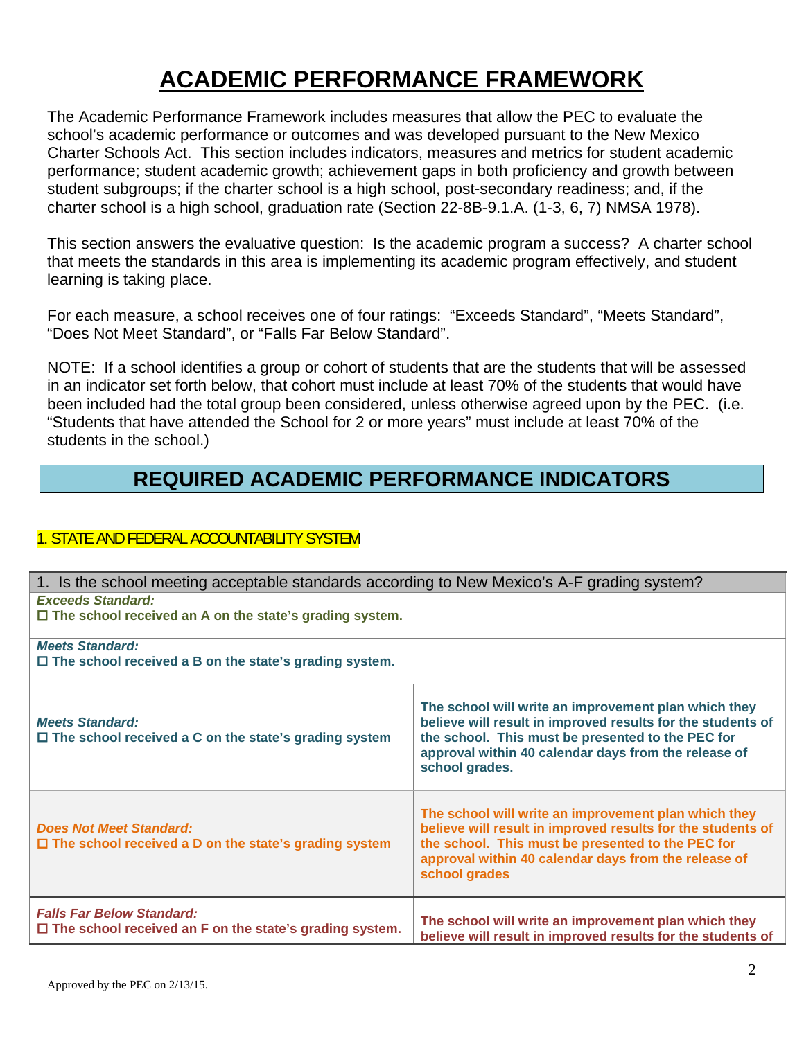# ACADEMIC PERFORMANCE FRAMEWORK

The Academic Performance Framework includes measures that allow the PEC to evaluate the school's academic performance or outcomes and was developed pursuant to the New Mexico Charter Schools Act. This section includes indicators, measures and metrics for student academic performance; student academic growth; achievement gaps in both proficiency and growth between student subgroups; if the charter school is a high school, post-secondary readiness; and, if the charter school is a high school, graduation rate (Section 22-8B-9.1.A. (1-3, 6, 7) NMSA 1978).

This section answers the evaluative question: Is the academic program a success? A charter school that meets the standards in this area is implementing its academic program effectively, and student learning is taking place.

For each measure, a school receives one of four ratings: "Exceeds Standard", "Meets Standard", "Does Not Meet Standard", or "Falls Far Below Standard".

NOTE: If a school identifies a group or cohort of students that are the students that will be assessed in an indicator set forth below, that cohort must include at least 70% of the students that would have been included had the total group been considered, unless otherwise agreed upon by the PEC. (i.e. "Students that have attended the School for 2 or more years" must include at least 70% of the students in the school.)

## REQUIRED ACADEMIC PERFORMANCE INDICATORS

### 1. STATE AND FEDERAL ACCOUNTABILITY SYSTEM

| 1. Is the school meeting acceptable standards according to New Mexico's A-F grading system? | |
|---|---|
| ***Exceeds Standard:*** ☐ **The school received an A on the state's grading system.** | |
| ***Meets Standard:*** ☐ **The school received a B on the state's grading system.** | |
| ***Meets Standard:*** ☐ **The school received a C on the state's grading system** | **The school will write an improvement plan which they believe will result in improved results for the students of the school. This must be presented to the PEC for approval within 40 calendar days from the release of school grades.** |
| ***Does Not Meet Standard:*** ☐ **The school received a D on the state's grading system** | **The school will write an improvement plan which they believe will result in improved results for the students of the school. This must be presented to the PEC for approval within 40 calendar days from the release of school grades** |
| ***Falls Far Below Standard:*** ☐ **The school received an F on the state's grading system.** | **The school will write an improvement plan which they believe will result in improved results for the students of** |

Approved by the PEC on 2/13/15.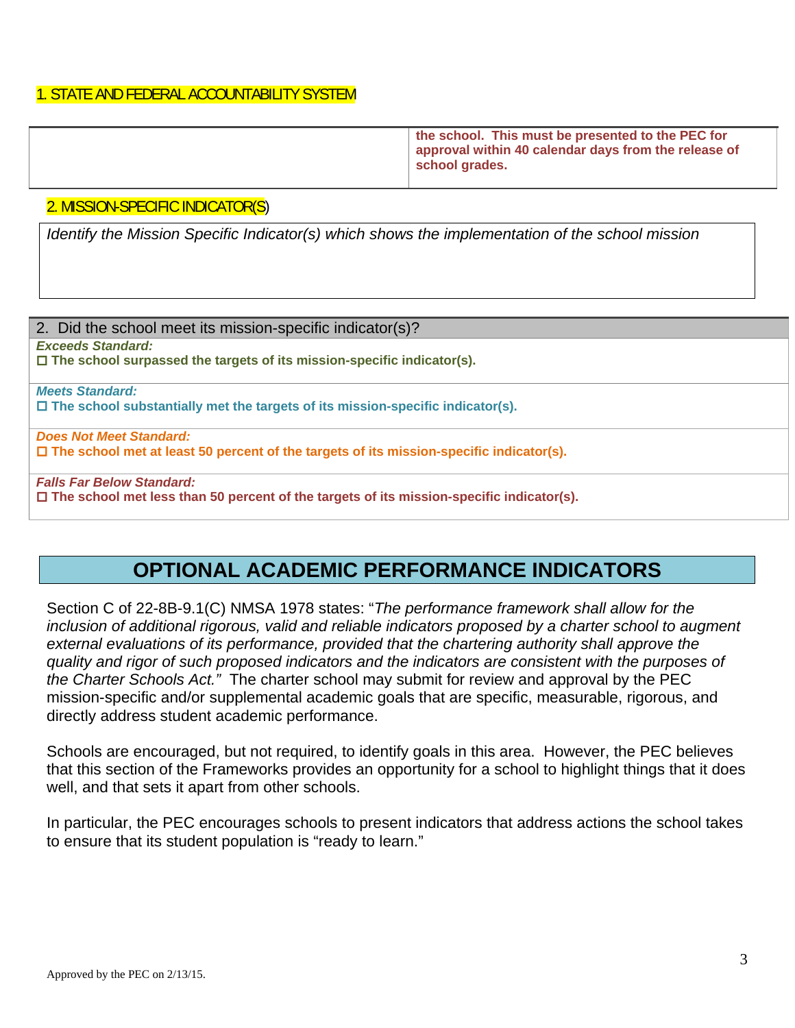1. STATE AND FEDERAL ACCOUNTABILITY SYSTEM

| | |
|---|---|
| | **the school. This must be presented to the PEC for approval within 40 calendar days from the release of school grades.** |

2. MISSION-SPECIFIC INDICATOR(S)

| |
|---|
| *Identify the Mission Specific Indicator(s) which shows the implementation of the school mission* |

| 2. Did the school meet its mission-specific indicator(s)? |
|---|
| ***Exceeds Standard:*** <br> ☐ **The school surpassed the targets of its mission-specific indicator(s).** |
| ***Meets Standard:*** <br> ☐ **The school substantially met the targets of its mission-specific indicator(s).** |
| ***Does Not Meet Standard:*** <br> ☐ **The school met at least 50 percent of the targets of its mission-specific indicator(s).** |
| ***Falls Far Below Standard:*** <br> ☐ **The school met less than 50 percent of the targets of its mission-specific indicator(s).** |

## OPTIONAL ACADEMIC PERFORMANCE INDICATORS

Section C of 22-8B-9.1(C) NMSA 1978 states: "*The performance framework shall allow for the inclusion of additional rigorous, valid and reliable indicators proposed by a charter school to augment external evaluations of its performance, provided that the chartering authority shall approve the quality and rigor of such proposed indicators and the indicators are consistent with the purposes of the Charter Schools Act."* The charter school may submit for review and approval by the PEC mission-specific and/or supplemental academic goals that are specific, measurable, rigorous, and directly address student academic performance.

Schools are encouraged, but not required, to identify goals in this area. However, the PEC believes that this section of the Frameworks provides an opportunity for a school to highlight things that it does well, and that sets it apart from other schools.

In particular, the PEC encourages schools to present indicators that address actions the school takes to ensure that its student population is "ready to learn."

Approved by the PEC on 2/13/15.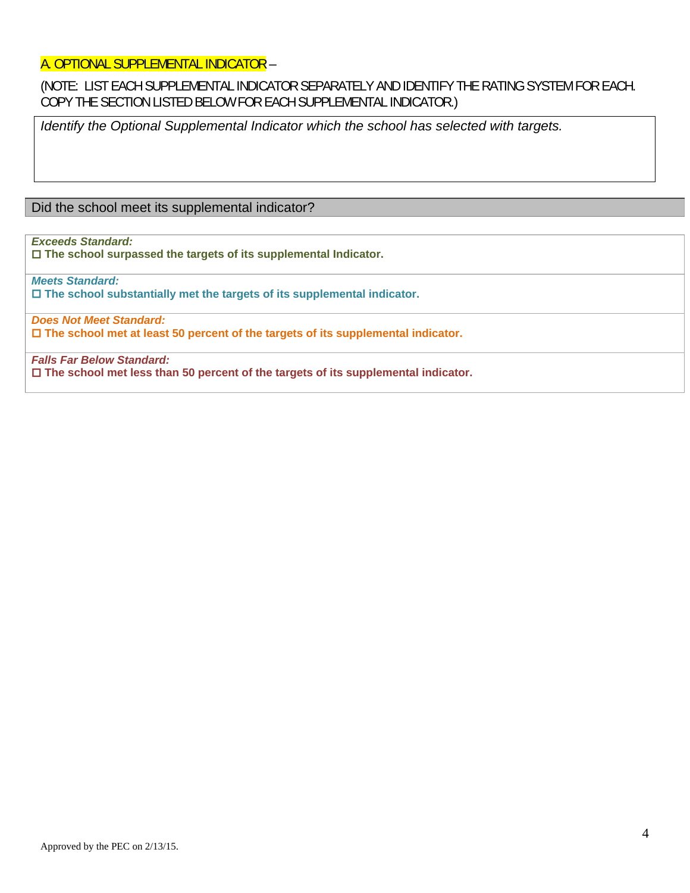A. OPTIONAL SUPPLEMENTAL INDICATOR –

(NOTE: LIST EACH SUPPLEMENTAL INDICATOR SEPARATELY AND IDENTIFY THE RATING SYSTEM FOR EACH. COPY THE SECTION LISTED BELOW FOR EACH SUPPLEMENTAL INDICATOR.)

*Identify the Optional Supplemental Indicator which the school has selected with targets.*

Did the school meet its supplemental indicator?

***Exceeds Standard:***
**☐ The school surpassed the targets of its supplemental Indicator.**

***Meets Standard:***
**☐ The school substantially met the targets of its supplemental indicator.**

***Does Not Meet Standard:***
**☐ The school met at least 50 percent of the targets of its supplemental indicator.**

***Falls Far Below Standard:***
**☐ The school met less than 50 percent of the targets of its supplemental indicator.**

Approved by the PEC on 2/13/15.